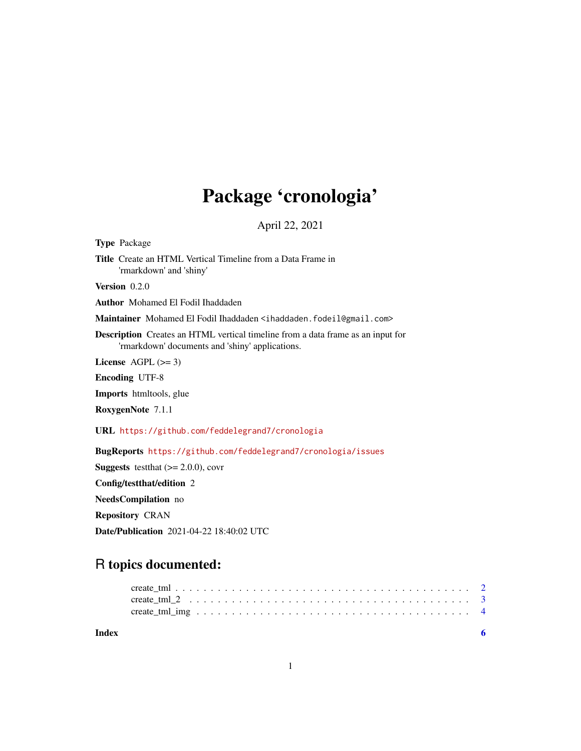# Package 'cronologia'

April 22, 2021

**Type** Package

**Title** Create an HTML Vertical Timeline from a Data Frame in 'rmarkdown' and 'shiny'

**Version** 0.2.0

**Author** Mohamed El Fodil Ihaddaden

**Maintainer** Mohamed El Fodil Ihaddaden <ihaddaden.fodeil@gmail.com>

**Description** Creates an HTML vertical timeline from a data frame as an input for 'rmarkdown' documents and 'shiny' applications.

**License** AGPL (>= 3)

**Encoding** UTF-8

**Imports** htmltools, glue

**RoxygenNote** 7.1.1

**URL** https://github.com/feddelegrand7/cronologia

**BugReports** https://github.com/feddelegrand7/cronologia/issues

**Suggests** testthat (>= 2.0.0), covr

**Config/testthat/edition** 2

**NeedsCompilation** no

**Repository** CRAN

**Date/Publication** 2021-04-22 18:40:02 UTC

## R topics documented:

create_tml . . . . . . . . . . . . . . . . . . . . . . . . . . . . . . . . . . . . . . . . . 2
create_tml_2 . . . . . . . . . . . . . . . . . . . . . . . . . . . . . . . . . . . . . . . . 3
create_tml_img . . . . . . . . . . . . . . . . . . . . . . . . . . . . . . . . . . . . . . . 4

**Index** 6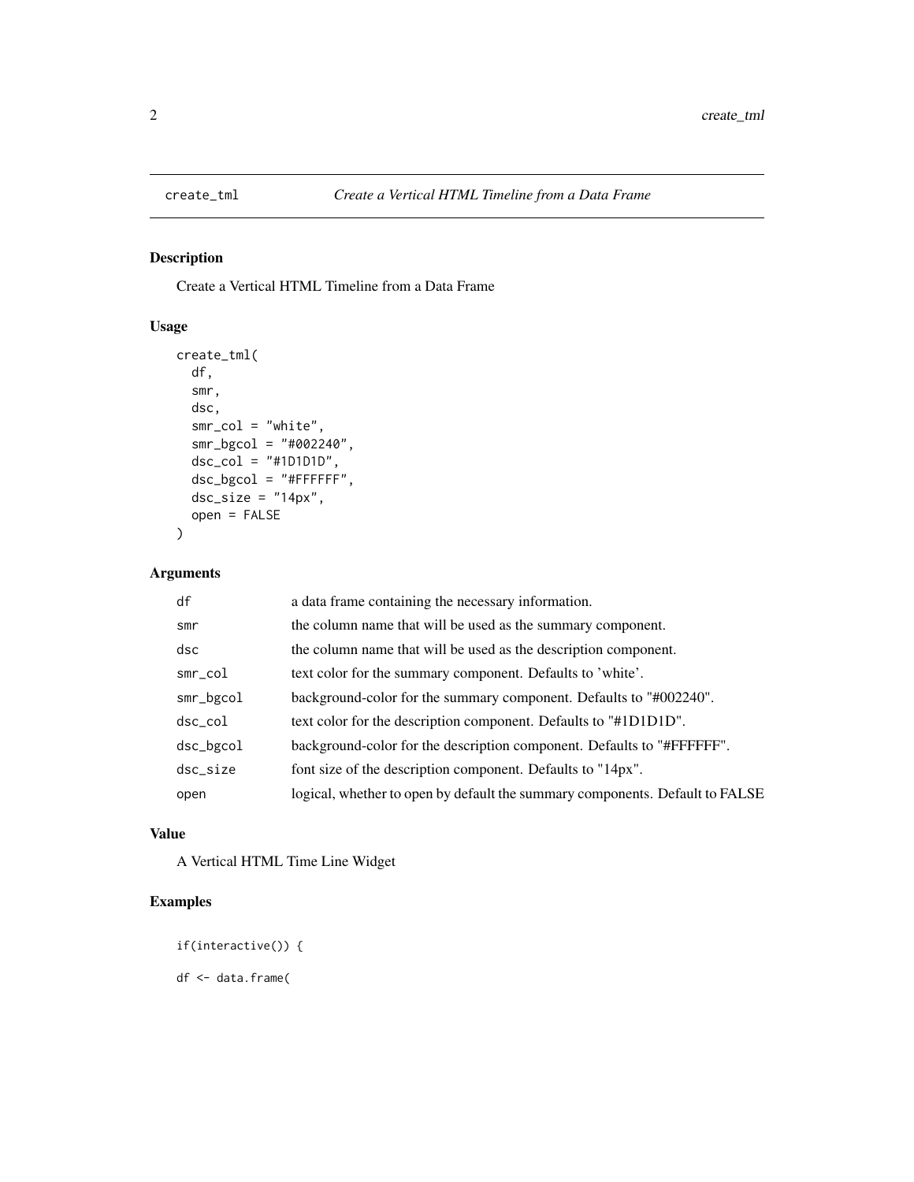## create_tml — *Create a Vertical HTML Timeline from a Data Frame*

### Description

Create a Vertical HTML Timeline from a Data Frame

### Usage

```
create_tml(
  df,
  smr,
  dsc,
  smr_col = "white",
  smr_bgcol = "#002240",
  dsc_col = "#1D1D1D",
  dsc_bgcol = "#FFFFFF",
  dsc_size = "14px",
  open = FALSE
)
```

### Arguments

| | |
|---|---|
| `df` | a data frame containing the necessary information. |
| `smr` | the column name that will be used as the summary component. |
| `dsc` | the column name that will be used as the description component. |
| `smr_col` | text color for the summary component. Defaults to 'white'. |
| `smr_bgcol` | background-color for the summary component. Defaults to "#002240". |
| `dsc_col` | text color for the description component. Defaults to "#1D1D1D". |
| `dsc_bgcol` | background-color for the description component. Defaults to "#FFFFFF". |
| `dsc_size` | font size of the description component. Defaults to "14px". |
| `open` | logical, whether to open by default the summary components. Default to FALSE |

### Value

A Vertical HTML Time Line Widget

### Examples

```
if(interactive()) {

df <- data.frame(
```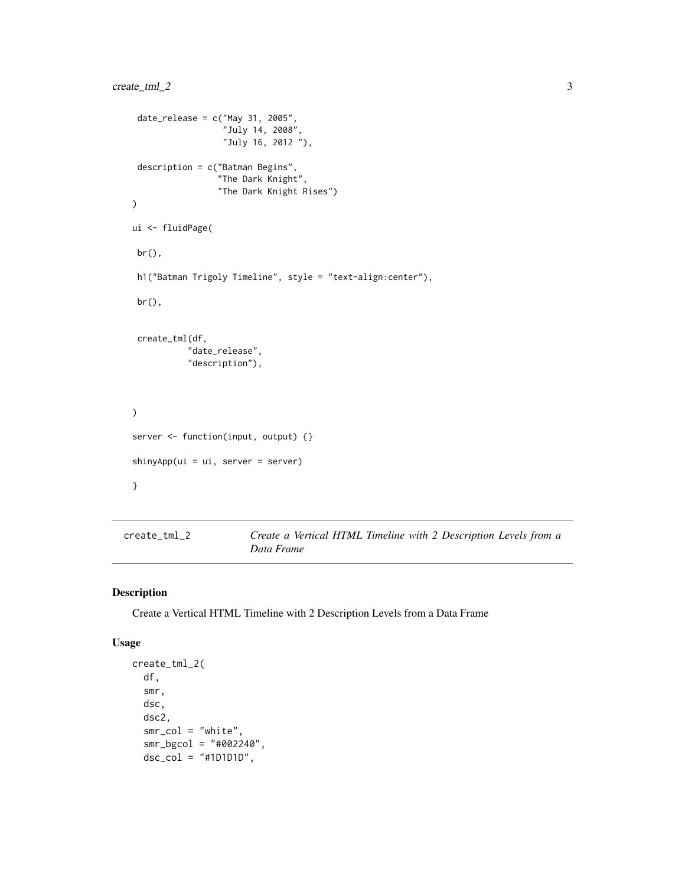```
 date_release = c("May 31, 2005",
                  "July 14, 2008",
                  "July 16, 2012 "),

 description = c("Batman Begins",
                 "The Dark Knight",
                 "The Dark Knight Rises")
)

ui <- fluidPage(

 br(),

 h1("Batman Trigoly Timeline", style = "text-align:center"),

 br(),


 create_tml(df,
           "date_release",
           "description"),



)

server <- function(input, output) {}

shinyApp(ui = ui, server = server)

}
```

---

`create_tml_2` *Create a Vertical HTML Timeline with 2 Description Levels from a Data Frame*

---

## Description

Create a Vertical HTML Timeline with 2 Description Levels from a Data Frame

## Usage

```
create_tml_2(
  df,
  smr,
  dsc,
  dsc2,
  smr_col = "white",
  smr_bgcol = "#002240",
  dsc_col = "#1D1D1D",
```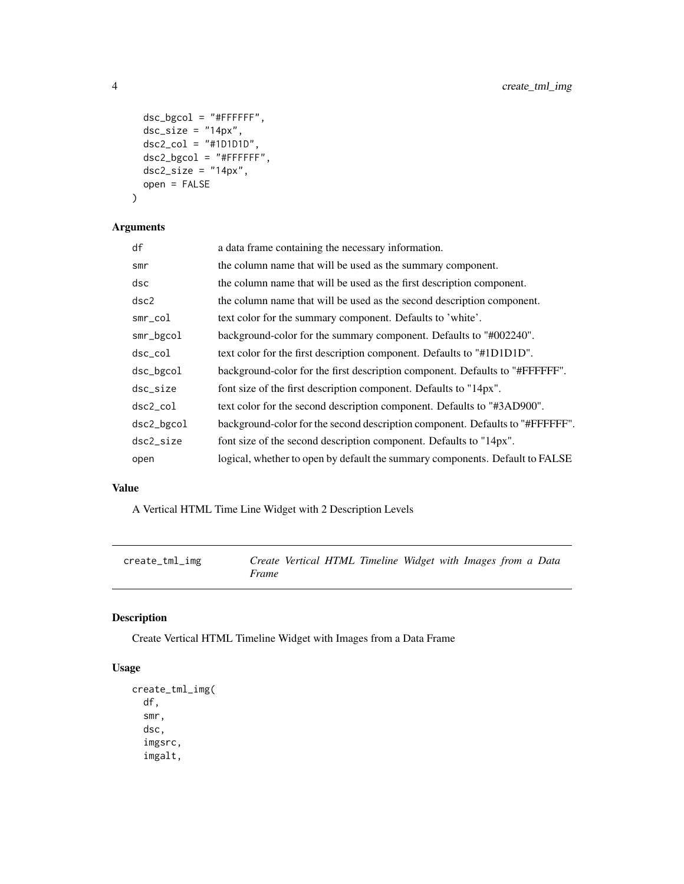```
  dsc_bgcol = "#FFFFFF",
  dsc_size = "14px",
  dsc2_col = "#1D1D1D",
  dsc2_bgcol = "#FFFFFF",
  dsc2_size = "14px",
  open = FALSE
)
```

### Arguments

| | |
|---|---|
| df | a data frame containing the necessary information. |
| smr | the column name that will be used as the summary component. |
| dsc | the column name that will be used as the first description component. |
| dsc2 | the column name that will be used as the second description component. |
| smr_col | text color for the summary component. Defaults to 'white'. |
| smr_bgcol | background-color for the summary component. Defaults to "#002240". |
| dsc_col | text color for the first description component. Defaults to "#1D1D1D". |
| dsc_bgcol | background-color for the first description component. Defaults to "#FFFFFF". |
| dsc_size | font size of the first description component. Defaults to "14px". |
| dsc2_col | text color for the second description component. Defaults to "#3AD900". |
| dsc2_bgcol | background-color for the second description component. Defaults to "#FFFFFF". |
| dsc2_size | font size of the second description component. Defaults to "14px". |
| open | logical, whether to open by default the summary components. Default to FALSE |

### Value

A Vertical HTML Time Line Widget with 2 Description Levels

---

## create_tml_img *Create Vertical HTML Timeline Widget with Images from a Data Frame*

---

### Description

Create Vertical HTML Timeline Widget with Images from a Data Frame

### Usage

```
create_tml_img(
  df,
  smr,
  dsc,
  imgsrc,
  imgalt,
```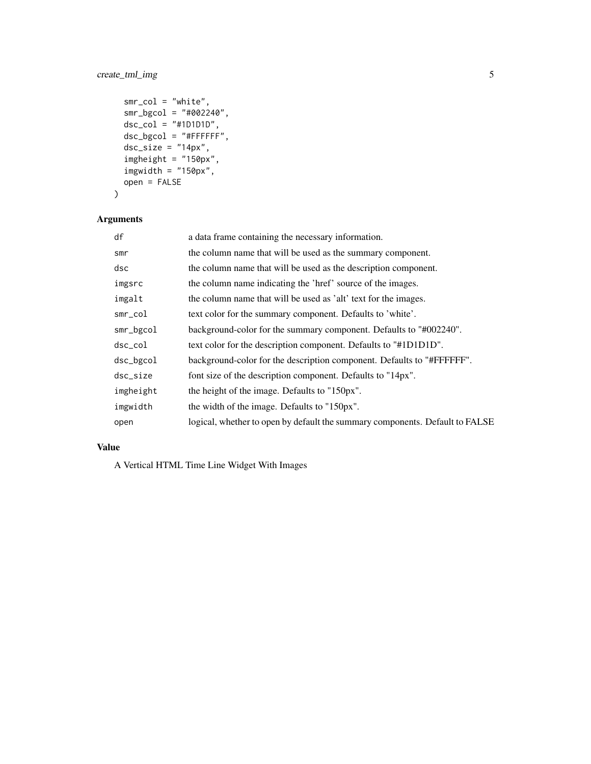```
  smr_col = "white",
  smr_bgcol = "#002240",
  dsc_col = "#1D1D1D",
  dsc_bgcol = "#FFFFFF",
  dsc_size = "14px",
  imgheight = "150px",
  imgwidth = "150px",
  open = FALSE
)
```

## Arguments

| | |
|---|---|
| df | a data frame containing the necessary information. |
| smr | the column name that will be used as the summary component. |
| dsc | the column name that will be used as the description component. |
| imgsrc | the column name indicating the 'href' source of the images. |
| imgalt | the column name that will be used as 'alt' text for the images. |
| smr_col | text color for the summary component. Defaults to 'white'. |
| smr_bgcol | background-color for the summary component. Defaults to "#002240". |
| dsc_col | text color for the description component. Defaults to "#1D1D1D". |
| dsc_bgcol | background-color for the description component. Defaults to "#FFFFFF". |
| dsc_size | font size of the description component. Defaults to "14px". |
| imgheight | the height of the image. Defaults to "150px". |
| imgwidth | the width of the image. Defaults to "150px". |
| open | logical, whether to open by default the summary components. Default to FALSE |

## Value

A Vertical HTML Time Line Widget With Images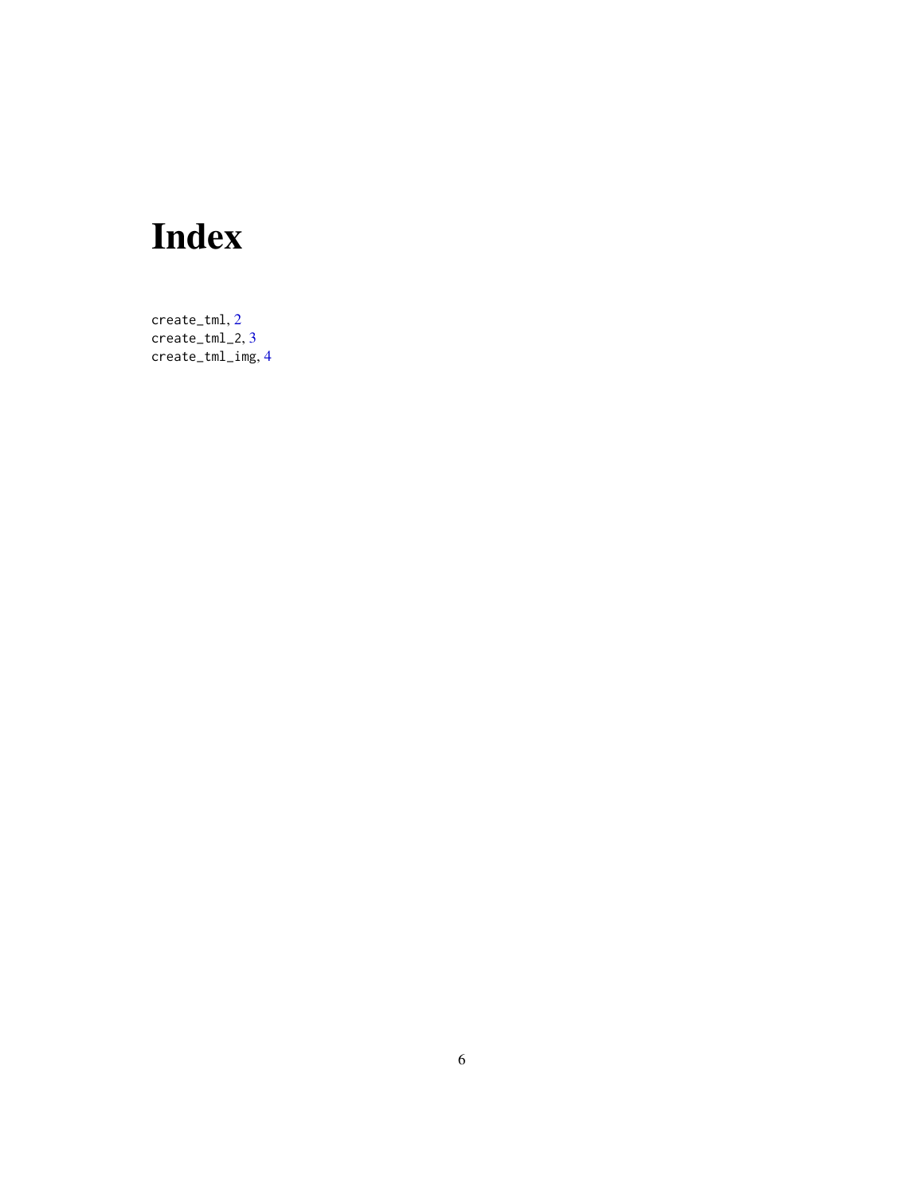# Index

create_tml, 2
create_tml_2, 3
create_tml_img, 4